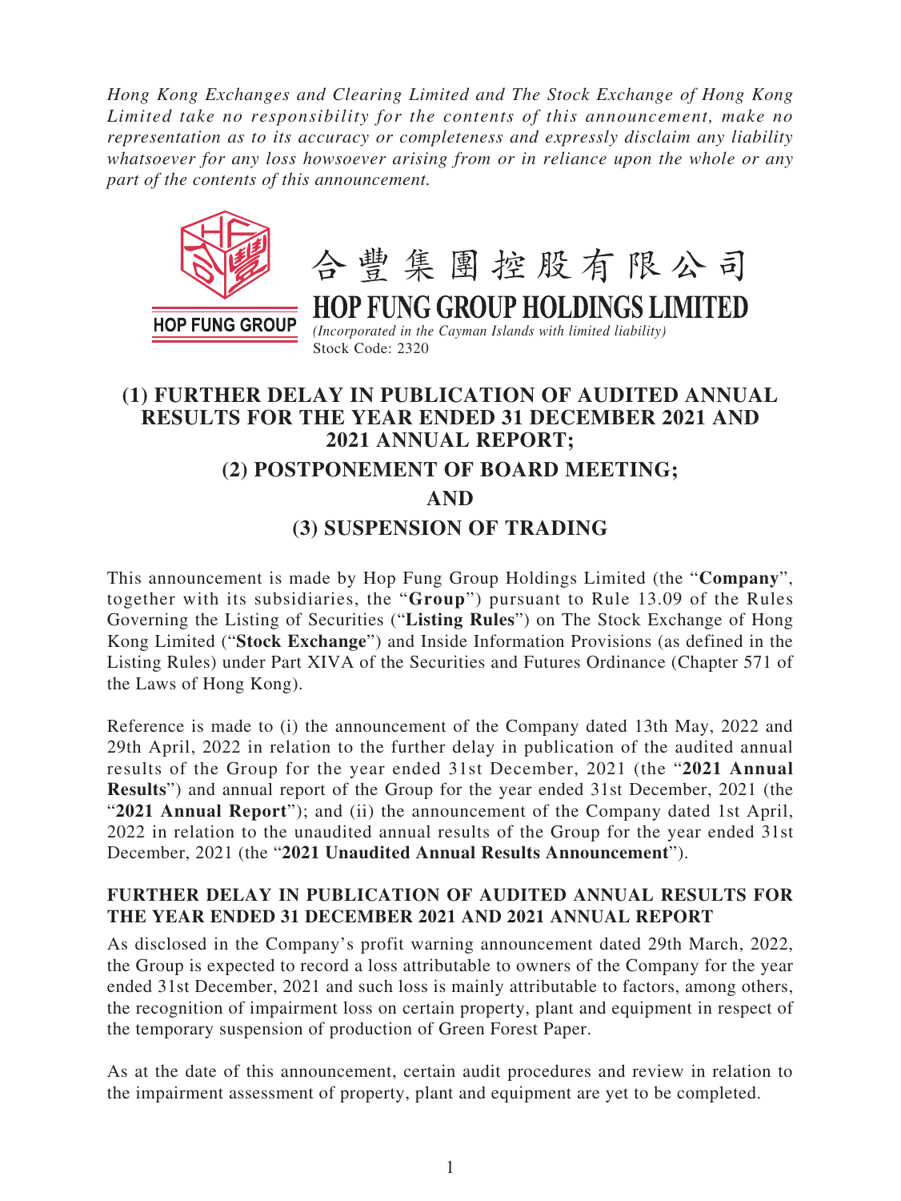*Hong Kong Exchanges and Clearing Limited and The Stock Exchange of Hong Kong Limited take no responsibility for the contents of this announcement, make no representation as to its accuracy or completeness and expressly disclaim any liability whatsoever for any loss howsoever arising from or in reliance upon the whole or any part of the contents of this announcement.*

合豐集團控股有限公司

# HOP FUNG GROUP HOLDINGS LIMITED

*(Incorporated in the Cayman Islands with limited liability)*

Stock Code: 2320

## (1) FURTHER DELAY IN PUBLICATION OF AUDITED ANNUAL RESULTS FOR THE YEAR ENDED 31 DECEMBER 2021 AND 2021 ANNUAL REPORT;

## (2) POSTPONEMENT OF BOARD MEETING;

## AND

## (3) SUSPENSION OF TRADING

This announcement is made by Hop Fung Group Holdings Limited (the "**Company**", together with its subsidiaries, the "**Group**") pursuant to Rule 13.09 of the Rules Governing the Listing of Securities ("**Listing Rules**") on The Stock Exchange of Hong Kong Limited ("**Stock Exchange**") and Inside Information Provisions (as defined in the Listing Rules) under Part XIVA of the Securities and Futures Ordinance (Chapter 571 of the Laws of Hong Kong).

Reference is made to (i) the announcement of the Company dated 13th May, 2022 and 29th April, 2022 in relation to the further delay in publication of the audited annual results of the Group for the year ended 31st December, 2021 (the "**2021 Annual Results**") and annual report of the Group for the year ended 31st December, 2021 (the "**2021 Annual Report**"); and (ii) the announcement of the Company dated 1st April, 2022 in relation to the unaudited annual results of the Group for the year ended 31st December, 2021 (the "**2021 Unaudited Annual Results Announcement**").

### FURTHER DELAY IN PUBLICATION OF AUDITED ANNUAL RESULTS FOR THE YEAR ENDED 31 DECEMBER 2021 AND 2021 ANNUAL REPORT

As disclosed in the Company's profit warning announcement dated 29th March, 2022, the Group is expected to record a loss attributable to owners of the Company for the year ended 31st December, 2021 and such loss is mainly attributable to factors, among others, the recognition of impairment loss on certain property, plant and equipment in respect of the temporary suspension of production of Green Forest Paper.

As at the date of this announcement, certain audit procedures and review in relation to the impairment assessment of property, plant and equipment are yet to be completed.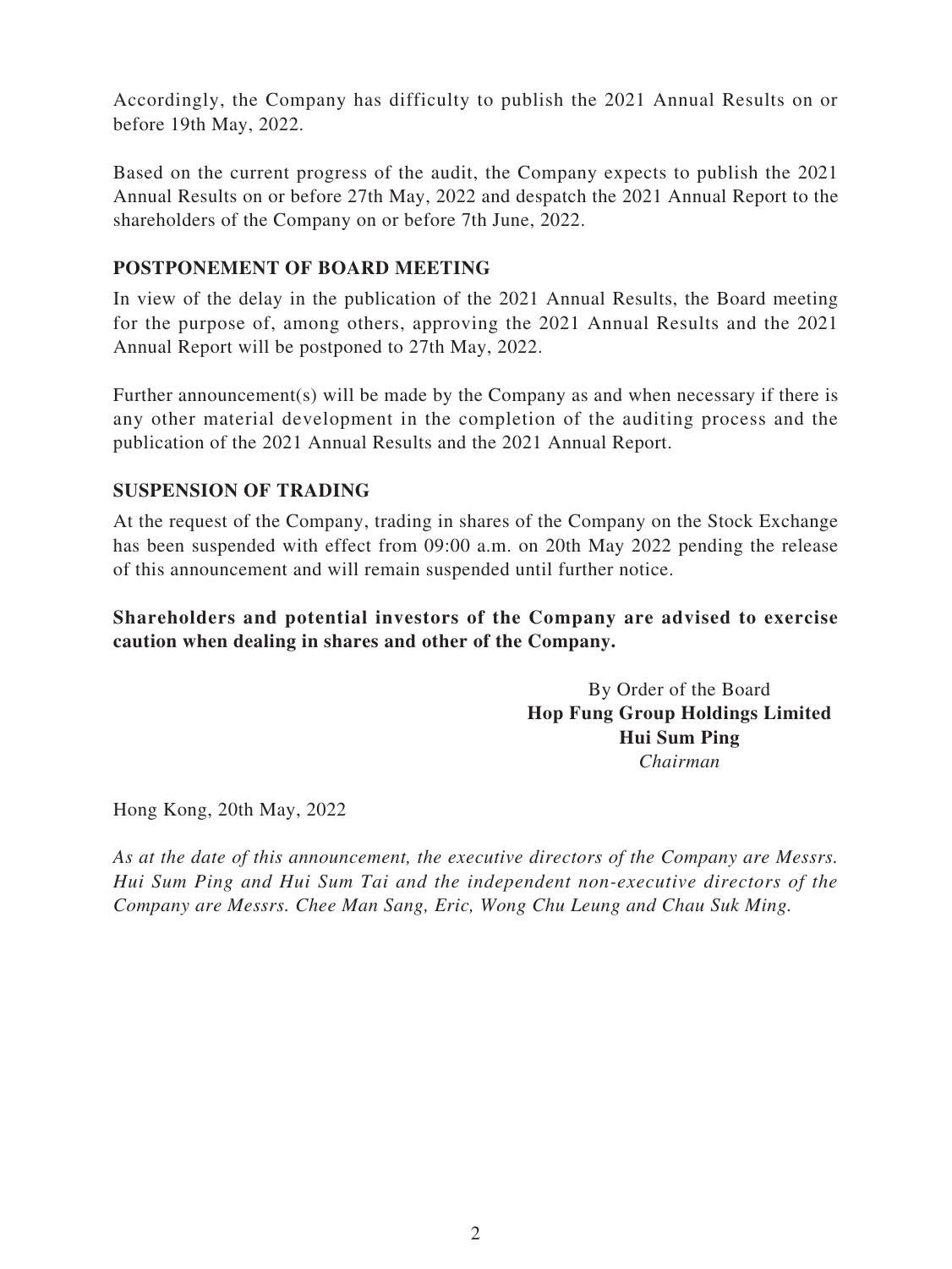Accordingly, the Company has difficulty to publish the 2021 Annual Results on or before 19th May, 2022.

Based on the current progress of the audit, the Company expects to publish the 2021 Annual Results on or before 27th May, 2022 and despatch the 2021 Annual Report to the shareholders of the Company on or before 7th June, 2022.

## POSTPONEMENT OF BOARD MEETING

In view of the delay in the publication of the 2021 Annual Results, the Board meeting for the purpose of, among others, approving the 2021 Annual Results and the 2021 Annual Report will be postponed to 27th May, 2022.

Further announcement(s) will be made by the Company as and when necessary if there is any other material development in the completion of the auditing process and the publication of the 2021 Annual Results and the 2021 Annual Report.

## SUSPENSION OF TRADING

At the request of the Company, trading in shares of the Company on the Stock Exchange has been suspended with effect from 09:00 a.m. on 20th May 2022 pending the release of this announcement and will remain suspended until further notice.

**Shareholders and potential investors of the Company are advised to exercise caution when dealing in shares and other of the Company.**

By Order of the Board
**Hop Fung Group Holdings Limited**
**Hui Sum Ping**
*Chairman*

Hong Kong, 20th May, 2022

*As at the date of this announcement, the executive directors of the Company are Messrs. Hui Sum Ping and Hui Sum Tai and the independent non-executive directors of the Company are Messrs. Chee Man Sang, Eric, Wong Chu Leung and Chau Suk Ming.*